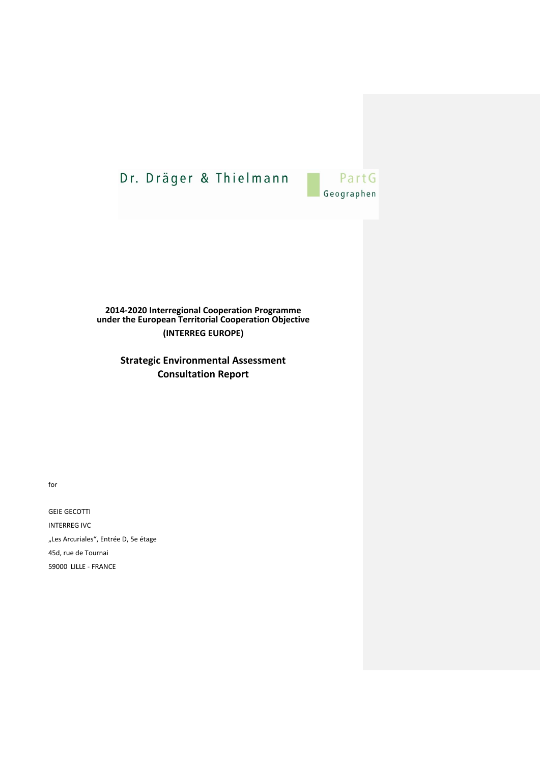Dr. Dräger & Thielmann PartG Geographen

**2014-2020 Interregional Cooperation Programme under the European Territorial Cooperation Objective**

**(INTERREG EUROPE)**

## Strategic Environmental Assessment Consultation Report

for

GEIE GECOTTI

INTERREG IVC

„Les Arcuriales“, Entrée D, 5e étage

45d, rue de Tournai

59000 LILLE - FRANCE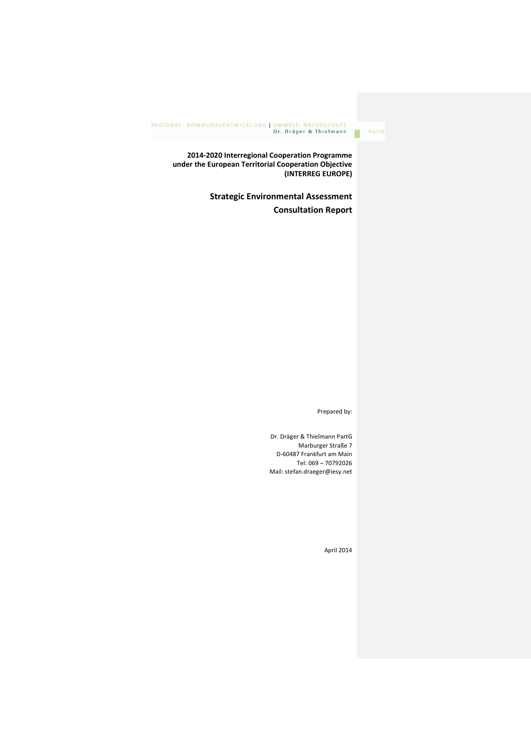REGIONAL- KOMMUNALENTWICKLUNG | UMWELT- NATURSCHUTZ
Dr. Dräger & Thielmann PartG

**2014-2020 Interregional Cooperation Programme under the European Territorial Cooperation Objective (INTERREG EUROPE)**

## Strategic Environmental Assessment

## Consultation Report

Prepared by:

Dr. Dräger & Thielmann PartG
Marburger Straße 7
D-60487 Frankfurt am Main
Tel: 069 – 70792026
Mail: stefan.draeger@iesy.net

April 2014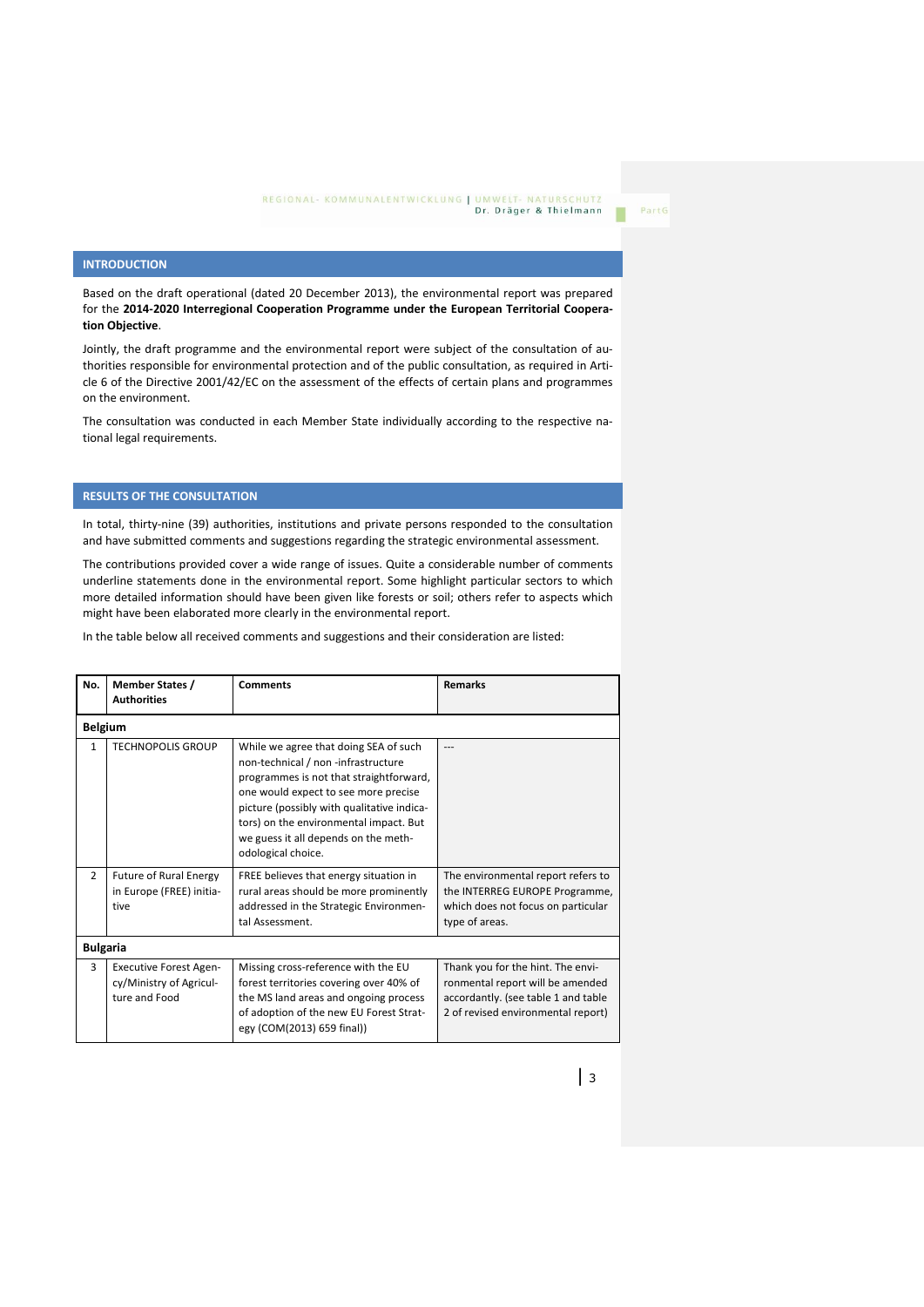## INTRODUCTION

Based on the draft operational (dated 20 December 2013), the environmental report was prepared for the **2014-2020 Interregional Cooperation Programme under the European Territorial Cooperation Objective**.

Jointly, the draft programme and the environmental report were subject of the consultation of authorities responsible for environmental protection and of the public consultation, as required in Article 6 of the Directive 2001/42/EC on the assessment of the effects of certain plans and programmes on the environment.

The consultation was conducted in each Member State individually according to the respective national legal requirements.

## RESULTS OF THE CONSULTATION

In total, thirty-nine (39) authorities, institutions and private persons responded to the consultation and have submitted comments and suggestions regarding the strategic environmental assessment.

The contributions provided cover a wide range of issues. Quite a considerable number of comments underline statements done in the environmental report. Some highlight particular sectors to which more detailed information should have been given like forests or soil; others refer to aspects which might have been elaborated more clearly in the environmental report.

In the table below all received comments and suggestions and their consideration are listed:

| No. | Member States / Authorities | Comments | Remarks |
|---|---|---|---|
| **Belgium** | | | |
| 1 | TECHNOPOLIS GROUP | While we agree that doing SEA of such non-technical / non -infrastructure programmes is not that straightforward, one would expect to see more precise picture (possibly with qualitative indicators) on the environmental impact. But we guess it all depends on the methodological choice. | --- |
| 2 | Future of Rural Energy in Europe (FREE) initiative | FREE believes that energy situation in rural areas should be more prominently addressed in the Strategic Environmental Assessment. | The environmental report refers to the INTERREG EUROPE Programme, which does not focus on particular type of areas. |
| **Bulgaria** | | | |
| 3 | Executive Forest Agency/Ministry of Agriculture and Food | Missing cross-reference with the EU forest territories covering over 40% of the MS land areas and ongoing process of adoption of the new EU Forest Strategy (COM(2013) 659 final)) | Thank you for the hint. The environmental report will be amended accordantly. (see table 1 and table 2 of revised environmental report) |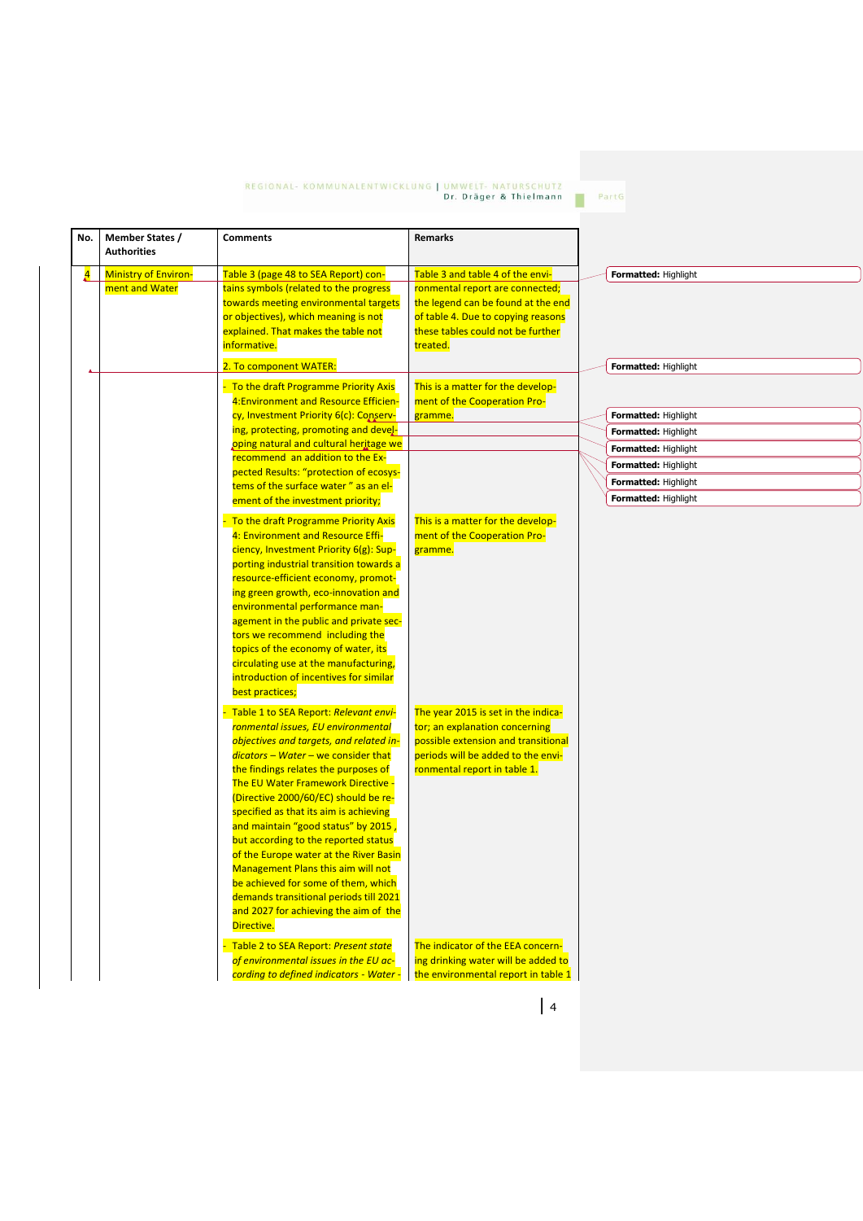| No. | Member States / Authorities | Comments | Remarks |
|---|---|---|---|
| 4 | Ministry of Environment and Water | Table 3 (page 48 to SEA Report) contains symbols (related to the progress towards meeting environmental targets or objectives), which meaning is not explained. That makes the table not informative. | Table 3 and table 4 of the environmental report are connected; the legend can be found at the end of table 4. Due to copying reasons these tables could not be further treated. |
| | | 2. To component WATER: | |
| | | - To the draft Programme Priority Axis 4:Environment and Resource Efficiency, Investment Priority 6(c): Conserving, protecting, promoting and developing natural and cultural heritage we recommend an addition to the Expected Results: "protection of ecosystems of the surface water " as an element of the investment priority; | This is a matter for the development of the Cooperation Programme. |
| | | - To the draft Programme Priority Axis 4: Environment and Resource Efficiency, Investment Priority 6(g): Supporting industrial transition towards a resource-efficient economy, promoting green growth, eco-innovation and environmental performance management in the public and private sectors we recommend including the topics of the economy of water, its circulating use at the manufacturing, introduction of incentives for similar best practices; | This is a matter for the development of the Cooperation Programme. |
| | | - Table 1 to SEA Report: *Relevant environmental issues, EU environmental objectives and targets, and related indicators – Water –* we consider that the findings relates the purposes of The EU Water Framework Directive - (Directive 2000/60/EC) should be re-specified as that its aim is achieving and maintain "good status" by 2015 , but according to the reported status of the Europe water at the River Basin Management Plans this aim will not be achieved for some of them, which demands transitional periods till 2021 and 2027 for achieving the aim of the Directive. | The year 2015 is set in the indicator; an explanation concerning possible extension and transitional periods will be added to the environmental report in table 1. |
| | | - Table 2 to SEA Report: *Present state of environmental issues in the EU according to defined indicators - Water -* | The indicator of the EEA concerning drinking water will be added to the environmental report in table 1 |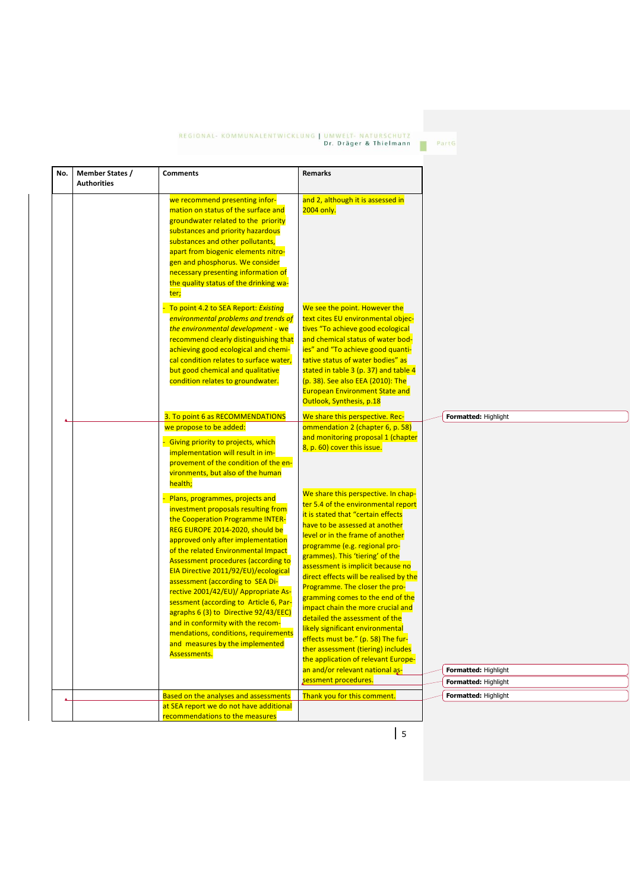| No. | Member States / Authorities | Comments | Remarks |
|---|---|---|---|
| | | we recommend presenting information on status of the surface and groundwater related to the priority substances and priority hazardous substances and other pollutants, apart from biogenic elements nitrogen and phosphorus. We consider necessary presenting information of the quality status of the drinking water; | and 2, although it is assessed in 2004 only. |
| | | - To point 4.2 to SEA Report: *Existing environmental problems and trends of the environmental development* - we recommend clearly distinguishing that achieving good ecological and chemical condition relates to surface water, but good chemical and qualitative condition relates to groundwater. | We see the point. However the text cites EU environmental objectives "To achieve good ecological and chemical status of water bodies" and "To achieve good quantitative status of water bodies" as stated in table 3 (p. 37) and table 4 (p. 38). See also EEA (2010): The European Environment State and Outlook, Synthesis, p.18 |
| | | 3. To point 6 as RECOMMENDATIONS we propose to be added:<br>- Giving priority to projects, which implementation will result in improvement of the condition of the environments, but also of the human health; | We share this perspective. Recommendation 2 (chapter 6, p. 58) and monitoring proposal 1 (chapter 8, p. 60) cover this issue. |
| | | - Plans, programmes, projects and investment proposals resulting from the Cooperation Programme INTERREG EUROPE 2014-2020, should be approved only after implementation of the related Environmental Impact Assessment procedures (according to EIA Directive 2011/92/EU)/ecological assessment (according to SEA Directive 2001/42/EU)/ Appropriate Assessment (according to Article 6, Paragraphs 6 (3) to Directive 92/43/EEC) and in conformity with the recommendations, conditions, requirements and measures by the implemented Assessments. | We share this perspective. In chapter 5.4 of the environmental report it is stated that "certain effects have to be assessed at another level or in the frame of another programme (e.g. regional programmes). This 'tiering' of the assessment is implicit because no direct effects will be realised by the Programme. The closer the programming comes to the end of the impact chain the more crucial and detailed the assessment of the likely significant environmental effects must be." (p. 58) The further assessment (tiering) includes the application of relevant European and/or relevant national assessment procedures. |
| | | Based on the analyses and assessments at SEA report we do not have additional recommendations to the measures | Thank you for this comment. |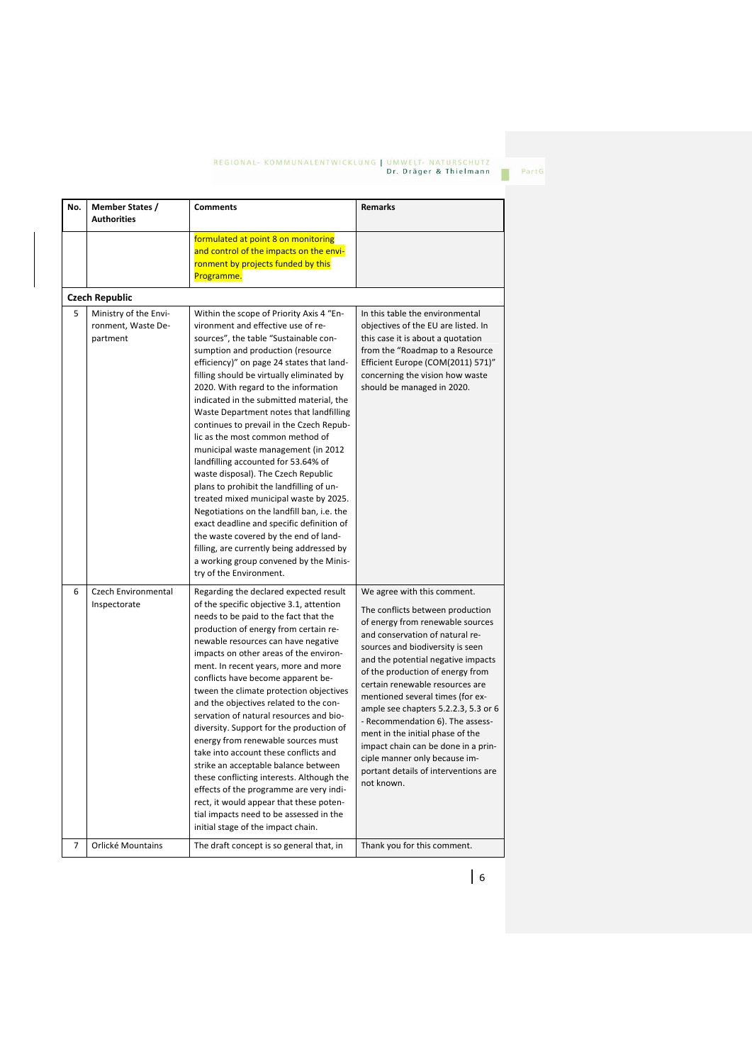| No. | Member States / Authorities | Comments | Remarks |
|---|---|---|---|
| | | formulated at point 8 on monitoring and control of the impacts on the environment by projects funded by this Programme. | |
| **Czech Republic** | | | |
| 5 | Ministry of the Environment, Waste Department | Within the scope of Priority Axis 4 "Environment and effective use of resources", the table "Sustainable consumption and production (resource efficiency)" on page 24 states that landfilling should be virtually eliminated by 2020. With regard to the information indicated in the submitted material, the Waste Department notes that landfilling continues to prevail in the Czech Republic as the most common method of municipal waste management (in 2012 landfilling accounted for 53.64% of waste disposal). The Czech Republic plans to prohibit the landfilling of untreated mixed municipal waste by 2025. Negotiations on the landfill ban, i.e. the exact deadline and specific definition of the waste covered by the end of landfilling, are currently being addressed by a working group convened by the Ministry of the Environment. | In this table the environmental objectives of the EU are listed. In this case it is about a quotation from the "Roadmap to a Resource Efficient Europe (COM(2011) 571)" concerning the vision how waste should be managed in 2020. |
| 6 | Czech Environmental Inspectorate | Regarding the declared expected result of the specific objective 3.1, attention needs to be paid to the fact that the production of energy from certain renewable resources can have negative impacts on other areas of the environment. In recent years, more and more conflicts have become apparent between the climate protection objectives and the objectives related to the conservation of natural resources and biodiversity. Support for the production of energy from renewable sources must take into account these conflicts and strike an acceptable balance between these conflicting interests. Although the effects of the programme are very indirect, it would appear that these potential impacts need to be assessed in the initial stage of the impact chain. | We agree with this comment. The conflicts between production of energy from renewable sources and conservation of natural resources and biodiversity is seen and the potential negative impacts of the production of energy from certain renewable resources are mentioned several times (for example see chapters 5.2.2.3, 5.3 or 6 - Recommendation 6). The assessment in the initial phase of the impact chain can be done in a principle manner only because important details of interventions are not known. |
| 7 | Orlické Mountains | The draft concept is so general that, in | Thank you for this comment. |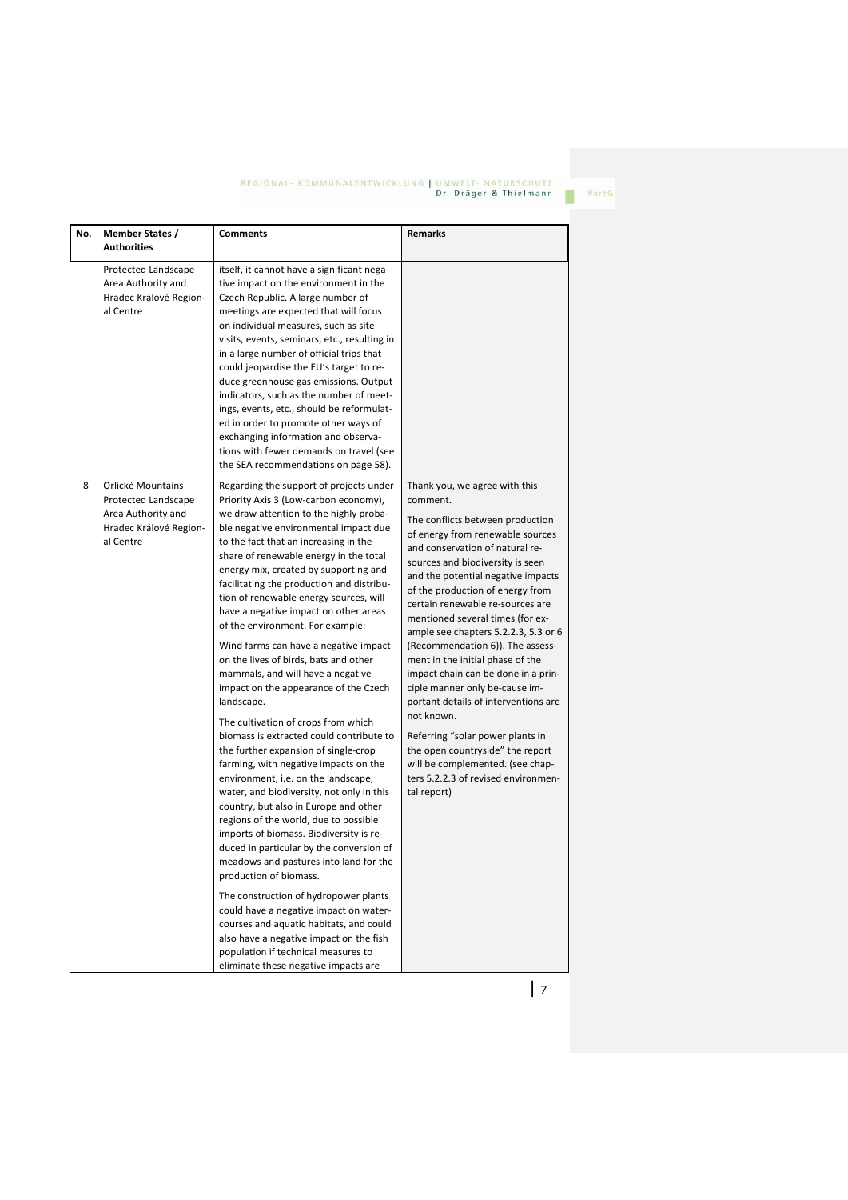| No. | Member States / Authorities | Comments | Remarks |
|---|---|---|---|
| | Protected Landscape Area Authority and Hradec Králové Regional Centre | itself, it cannot have a significant negative impact on the environment in the Czech Republic. A large number of meetings are expected that will focus on individual measures, such as site visits, events, seminars, etc., resulting in in a large number of official trips that could jeopardise the EU's target to reduce greenhouse gas emissions. Output indicators, such as the number of meetings, events, etc., should be reformulated in order to promote other ways of exchanging information and observations with fewer demands on travel (see the SEA recommendations on page 58). | |
| 8 | Orlické Mountains Protected Landscape Area Authority and Hradec Králové Regional Centre | Regarding the support of projects under Priority Axis 3 (Low-carbon economy), we draw attention to the highly probable negative environmental impact due to the fact that an increasing in the share of renewable energy in the total energy mix, created by supporting and facilitating the production and distribution of renewable energy sources, will have a negative impact on other areas of the environment. For example:<br><br>Wind farms can have a negative impact on the lives of birds, bats and other mammals, and will have a negative impact on the appearance of the Czech landscape.<br><br>The cultivation of crops from which biomass is extracted could contribute to the further expansion of single-crop farming, with negative impacts on the environment, i.e. on the landscape, water, and biodiversity, not only in this country, but also in Europe and other regions of the world, due to possible imports of biomass. Biodiversity is reduced in particular by the conversion of meadows and pastures into land for the production of biomass.<br><br>The construction of hydropower plants could have a negative impact on watercourses and aquatic habitats, and could also have a negative impact on the fish population if technical measures to eliminate these negative impacts are | Thank you, we agree with this comment.<br><br>The conflicts between production of energy from renewable sources and conservation of natural resources and biodiversity is seen and the potential negative impacts of the production of energy from certain renewable re-sources are mentioned several times (for example see chapters 5.2.2.3, 5.3 or 6 (Recommendation 6)). The assessment in the initial phase of the impact chain can be done in a principle manner only be-cause important details of interventions are not known.<br><br>Referring "solar power plants in the open countryside" the report will be complemented. (see chapters 5.2.2.3 of revised environmental report) |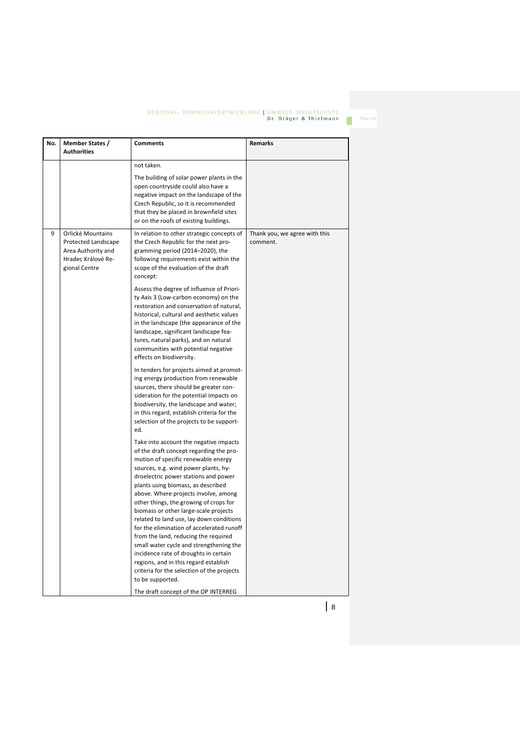| No. | Member States / Authorities | Comments | Remarks |
|---|---|---|---|
| | | not taken.<br><br>The building of solar power plants in the open countryside could also have a negative impact on the landscape of the Czech Republic, so it is recommended that they be placed in brownfield sites or on the roofs of existing buildings. | |
| 9 | Orlické Mountains Protected Landscape Area Authority and Hradec Králové Regional Centre | In relation to other strategic concepts of the Czech Republic for the next programming period (2014–2020), the following requirements exist within the scope of the evaluation of the draft concept:<br><br>Assess the degree of influence of Priority Axis 3 (Low-carbon economy) on the restoration and conservation of natural, historical, cultural and aesthetic values in the landscape (the appearance of the landscape, significant landscape features, natural parks), and on natural communities with potential negative effects on biodiversity.<br><br>In tenders for projects aimed at promoting energy production from renewable sources, there should be greater consideration for the potential impacts on biodiversity, the landscape and water; in this regard, establish criteria for the selection of the projects to be supported.<br><br>Take into account the negative impacts of the draft concept regarding the promotion of specific renewable energy sources, e.g. wind power plants, hydroelectric power stations and power plants using biomass, as described above. Where projects involve, among other things, the growing of crops for biomass or other large-scale projects related to land use, lay down conditions for the elimination of accelerated runoff from the land, reducing the required small water cycle and strengthening the incidence rate of droughts in certain regions, and in this regard establish criteria for the selection of the projects to be supported.<br><br>The draft concept of the OP INTERREG | Thank you, we agree with this comment. |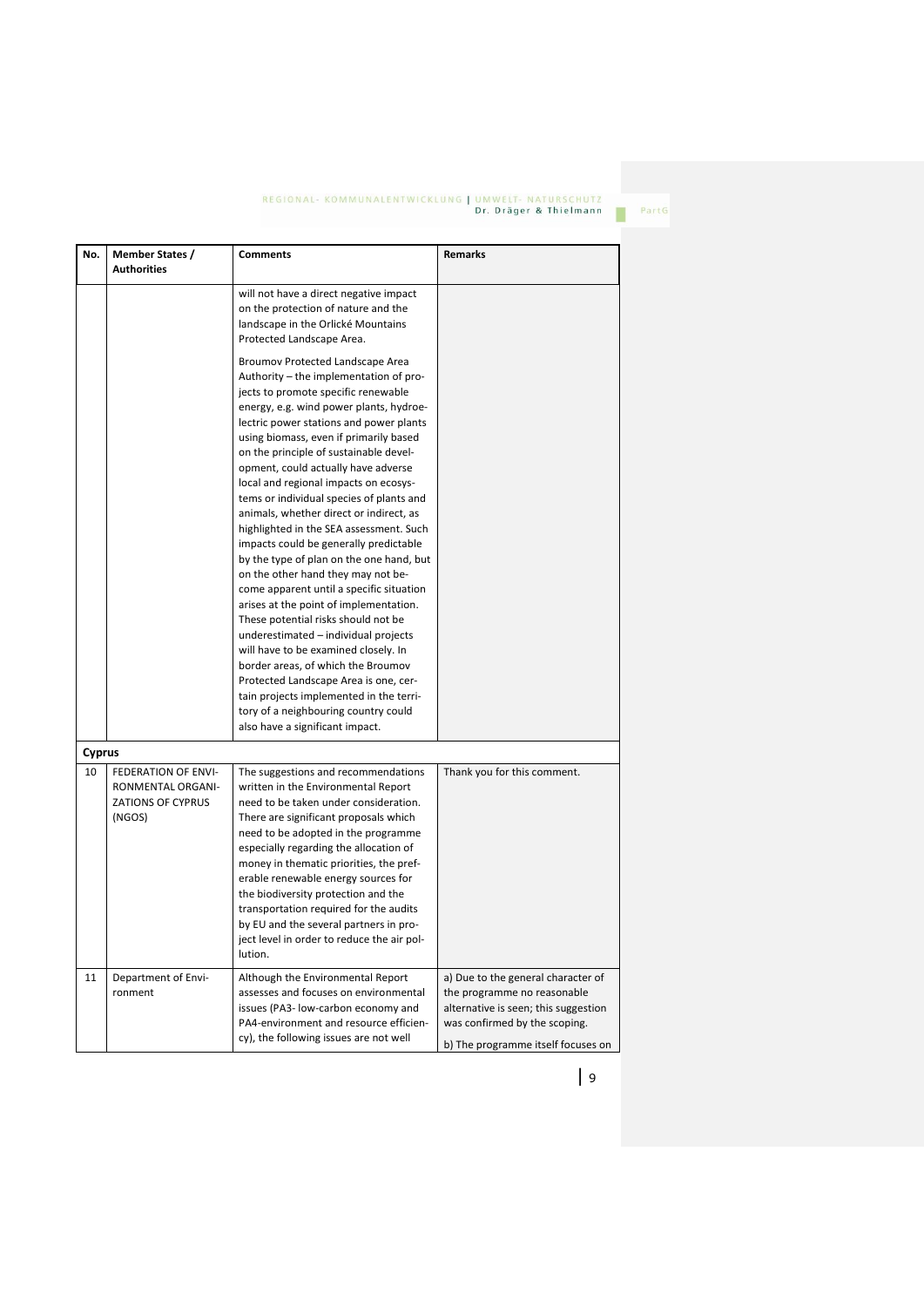| No. | Member States / Authorities | Comments | Remarks |
|---|---|---|---|
| | | will not have a direct negative impact on the protection of nature and the landscape in the Orlické Mountains Protected Landscape Area.<br><br>Broumov Protected Landscape Area Authority – the implementation of projects to promote specific renewable energy, e.g. wind power plants, hydroelectric power stations and power plants using biomass, even if primarily based on the principle of sustainable development, could actually have adverse local and regional impacts on ecosystems or individual species of plants and animals, whether direct or indirect, as highlighted in the SEA assessment. Such impacts could be generally predictable by the type of plan on the one hand, but on the other hand they may not become apparent until a specific situation arises at the point of implementation. These potential risks should not be underestimated – individual projects will have to be examined closely. In border areas, of which the Broumov Protected Landscape Area is one, certain projects implemented in the territory of a neighbouring country could also have a significant impact. | |
| **Cyprus** | | | |
| 10 | FEDERATION OF ENVIRONMENTAL ORGANIZATIONS OF CYPRUS (NGOS) | The suggestions and recommendations written in the Environmental Report need to be taken under consideration. There are significant proposals which need to be adopted in the programme especially regarding the allocation of money in thematic priorities, the preferable renewable energy sources for the biodiversity protection and the transportation required for the audits by EU and the several partners in project level in order to reduce the air pollution. | Thank you for this comment. |
| 11 | Department of Environment | Although the Environmental Report assesses and focuses on environmental issues (PA3- low-carbon economy and PA4-environment and resource efficiency), the following issues are not well | a) Due to the general character of the programme no reasonable alternative is seen; this suggestion was confirmed by the scoping.<br><br>b) The programme itself focuses on |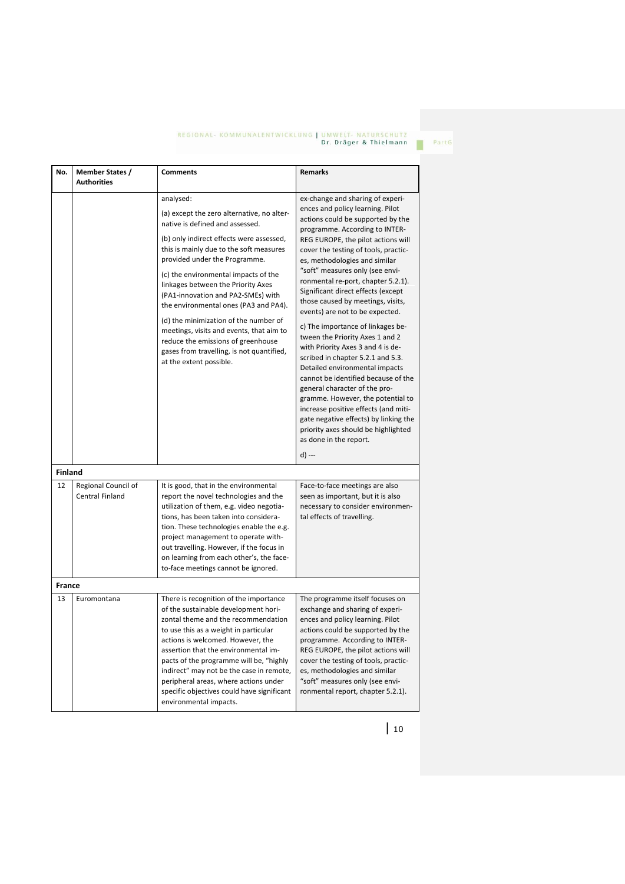| No. | Member States / Authorities | Comments | Remarks |
|---|---|---|---|
| | | analysed:<br><br>(a) except the zero alternative, no alternative is defined and assessed.<br><br>(b) only indirect effects were assessed, this is mainly due to the soft measures provided under the Programme.<br><br>(c) the environmental impacts of the linkages between the Priority Axes (PA1-innovation and PA2-SMEs) with the environmental ones (PA3 and PA4).<br><br>(d) the minimization of the number of meetings, visits and events, that aim to reduce the emissions of greenhouse gases from travelling, is not quantified, at the extent possible. | ex-change and sharing of experiences and policy learning. Pilot actions could be supported by the programme. According to INTERREG EUROPE, the pilot actions will cover the testing of tools, practices, methodologies and similar "soft" measures only (see environmental re-port, chapter 5.2.1). Significant direct effects (except those caused by meetings, visits, events) are not to be expected.<br><br>c) The importance of linkages between the Priority Axes 1 and 2 with Priority Axes 3 and 4 is described in chapter 5.2.1 and 5.3. Detailed environmental impacts cannot be identified because of the general character of the programme. However, the potential to increase positive effects (and mitigate negative effects) by linking the priority axes should be highlighted as done in the report.<br><br>d) --- |
| **Finland** | | | |
| 12 | Regional Council of Central Finland | It is good, that in the environmental report the novel technologies and the utilization of them, e.g. video negotiations, has been taken into consideration. These technologies enable the e.g. project management to operate without travelling. However, if the focus in on learning from each other's, the face-to-face meetings cannot be ignored. | Face-to-face meetings are also seen as important, but it is also necessary to consider environmental effects of travelling. |
| **France** | | | |
| 13 | Euromontana | There is recognition of the importance of the sustainable development horizontal theme and the recommendation to use this as a weight in particular actions is welcomed. However, the assertion that the environmental impacts of the programme will be, "highly indirect" may not be the case in remote, peripheral areas, where actions under specific objectives could have significant environmental impacts. | The programme itself focuses on exchange and sharing of experiences and policy learning. Pilot actions could be supported by the programme. According to INTERREG EUROPE, the pilot actions will cover the testing of tools, practices, methodologies and similar "soft" measures only (see environmental report, chapter 5.2.1). |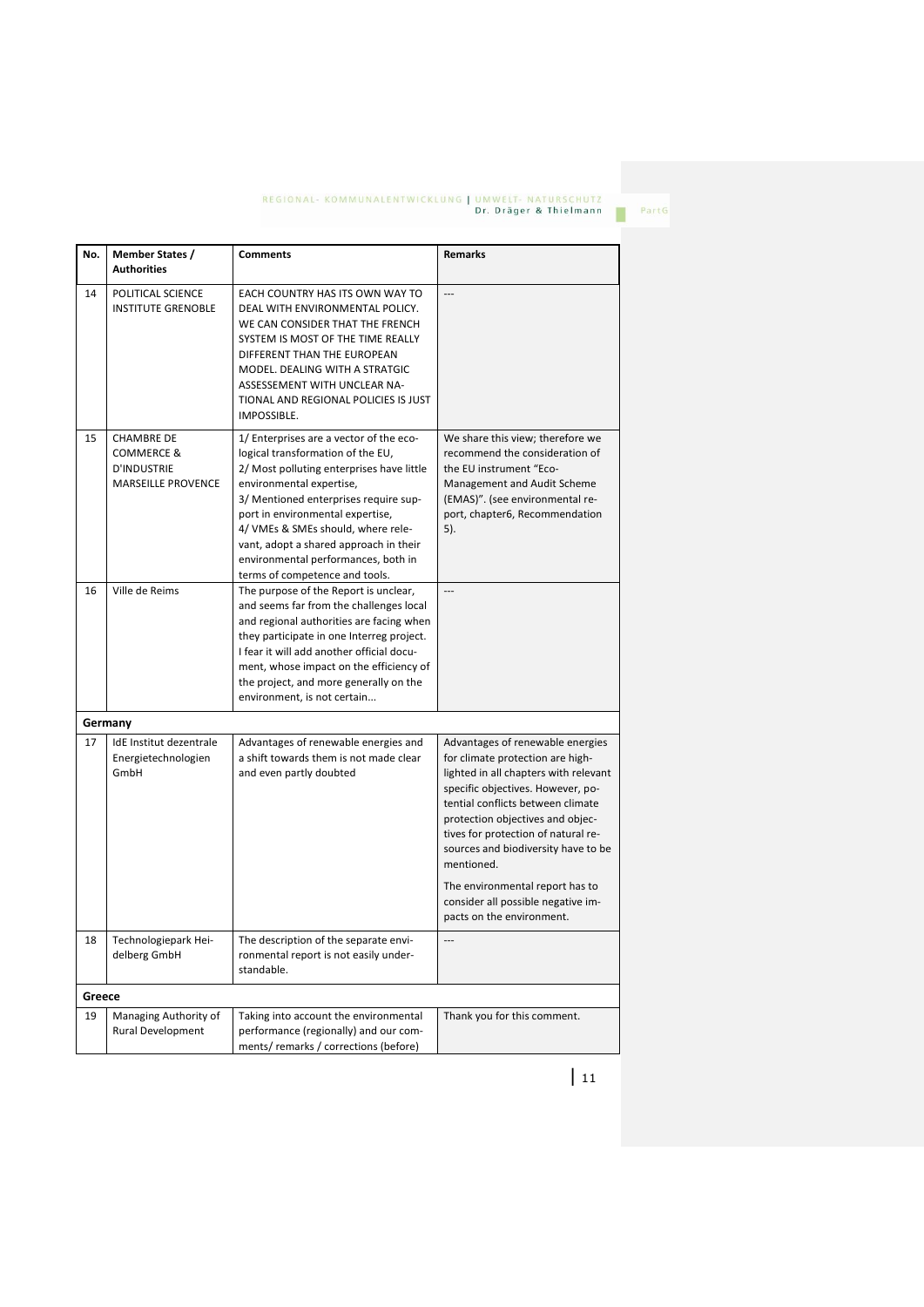| No. | Member States / Authorities | Comments | Remarks |
|---|---|---|---|
| 14 | POLITICAL SCIENCE INSTITUTE GRENOBLE | EACH COUNTRY HAS ITS OWN WAY TO DEAL WITH ENVIRONMENTAL POLICY. WE CAN CONSIDER THAT THE FRENCH SYSTEM IS MOST OF THE TIME REALLY DIFFERENT THAN THE EUROPEAN MODEL. DEALING WITH A STRATGIC ASSESSEMENT WITH UNCLEAR NATIONAL AND REGIONAL POLICIES IS JUST IMPOSSIBLE. | --- |
| 15 | CHAMBRE DE COMMERCE & D'INDUSTRIE MARSEILLE PROVENCE | 1/ Enterprises are a vector of the ecological transformation of the EU,<br>2/ Most polluting enterprises have little environmental expertise,<br>3/ Mentioned enterprises require support in environmental expertise,<br>4/ VMEs & SMEs should, where relevant, adopt a shared approach in their environmental performances, both in terms of competence and tools. | We share this view; therefore we recommend the consideration of the EU instrument "Eco-Management and Audit Scheme (EMAS)". (see environmental report, chapter6, Recommendation 5). |
| 16 | Ville de Reims | The purpose of the Report is unclear, and seems far from the challenges local and regional authorities are facing when they participate in one Interreg project. I fear it will add another official document, whose impact on the efficiency of the project, and more generally on the environment, is not certain... | --- |
| **Germany** | | | |
| 17 | IdE Institut dezentrale Energietechnologien GmbH | Advantages of renewable energies and a shift towards them is not made clear and even partly doubted | Advantages of renewable energies for climate protection are highlighted in all chapters with relevant specific objectives. However, potential conflicts between climate protection objectives and objectives for protection of natural resources and biodiversity have to be mentioned.<br><br>The environmental report has to consider all possible negative impacts on the environment. |
| 18 | Technologiepark Heidelberg GmbH | The description of the separate environmental report is not easily understandable. | --- |
| **Greece** | | | |
| 19 | Managing Authority of Rural Development | Taking into account the environmental performance (regionally) and our comments/ remarks / corrections (before) | Thank you for this comment. |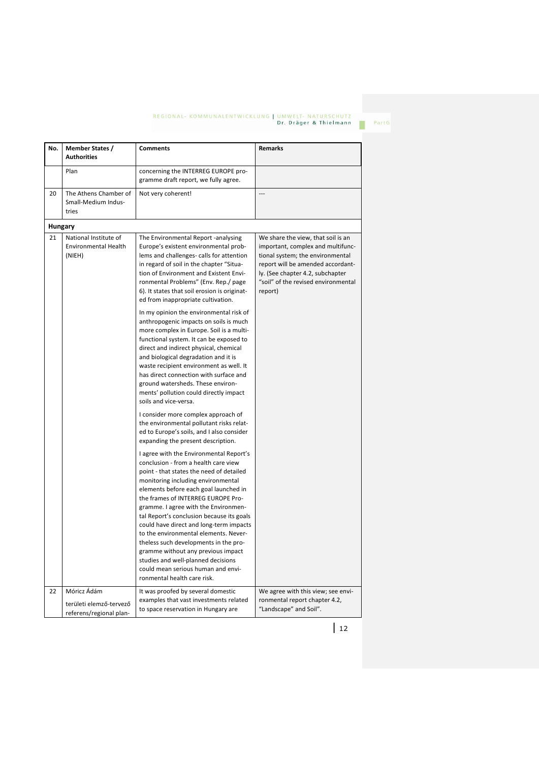| No. | Member States / Authorities | Comments | Remarks |
|---|---|---|---|
| | Plan | concerning the INTERREG EUROPE programme draft report, we fully agree. | |
| 20 | The Athens Chamber of Small-Medium Industries | Not very coherent! | --- |
| **Hungary** | | | |
| 21 | National Institute of Environmental Health (NIEH) | The Environmental Report -analysing Europe's existent environmental problems and challenges- calls for attention in regard of soil in the chapter "Situation of Environment and Existent Environmental Problems" (Env. Rep./ page 6). It states that soil erosion is originated from inappropriate cultivation.<br><br>In my opinion the environmental risk of anthropogenic impacts on soils is much more complex in Europe. Soil is a multifunctional system. It can be exposed to direct and indirect physical, chemical and biological degradation and it is waste recipient environment as well. It has direct connection with surface and ground watersheds. These environments' pollution could directly impact soils and vice-versa.<br><br>I consider more complex approach of the environmental pollutant risks related to Europe's soils, and I also consider expanding the present description.<br><br>I agree with the Environmental Report's conclusion - from a health care view point - that states the need of detailed monitoring including environmental elements before each goal launched in the frames of INTERREG EUROPE Programme. I agree with the Environmental Report's conclusion because its goals could have direct and long-term impacts to the environmental elements. Nevertheless such developments in the programme without any previous impact studies and well-planned decisions could mean serious human and environmental health care risk. | We share the view, that soil is an important, complex and multifunctional system; the environmental report will be amended accordantly. (See chapter 4.2, subchapter "soil" of the revised environmental report) |
| 22 | Móricz Ádám<br><br>területi elemző-tervező referens/regional plan- | It was proofed by several domestic examples that vast investments related to space reservation in Hungary are | We agree with this view; see environmental report chapter 4.2, "Landscape" and Soil". |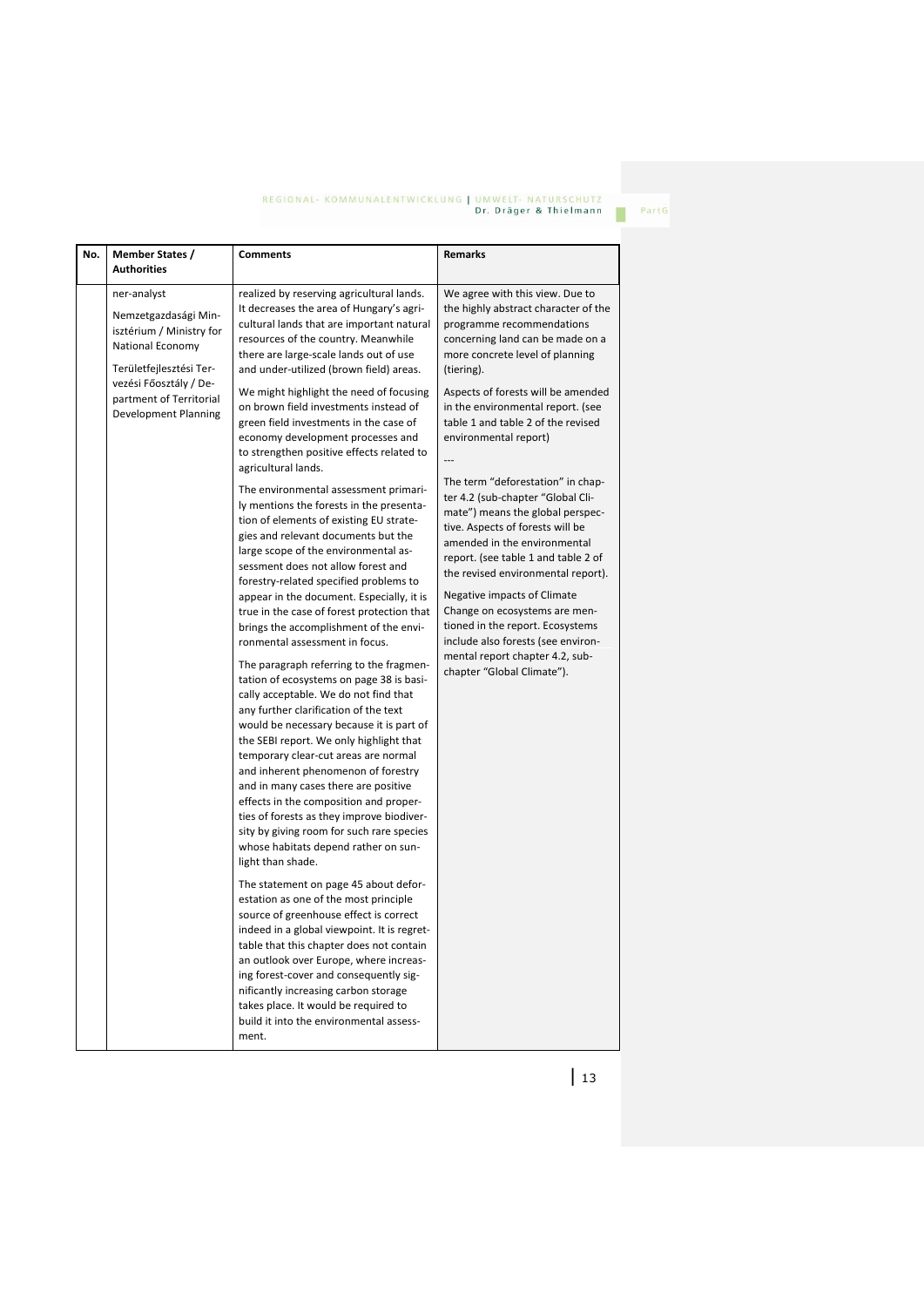| No. | Member States / Authorities | Comments | Remarks |
| --- | --- | --- | --- |
| | ner-analyst<br><br>Nemzetgazdasági Minisztérium / Ministry for National Economy<br><br>Területfejlesztési Tervezési Főosztály / Department of Territorial Development Planning | realized by reserving agricultural lands. It decreases the area of Hungary's agricultural lands that are important natural resources of the country. Meanwhile there are large-scale lands out of use and under-utilized (brown field) areas.<br><br>We might highlight the need of focusing on brown field investments instead of green field investments in the case of economy development processes and to strengthen positive effects related to agricultural lands.<br><br>The environmental assessment primarily mentions the forests in the presentation of elements of existing EU strategies and relevant documents but the large scope of the environmental assessment does not allow forest and forestry-related specified problems to appear in the document. Especially, it is true in the case of forest protection that brings the accomplishment of the environmental assessment in focus.<br><br>The paragraph referring to the fragmentation of ecosystems on page 38 is basically acceptable. We do not find that any further clarification of the text would be necessary because it is part of the SEBI report. We only highlight that temporary clear-cut areas are normal and inherent phenomenon of forestry and in many cases there are positive effects in the composition and properties of forests as they improve biodiversity by giving room for such rare species whose habitats depend rather on sunlight than shade.<br><br>The statement on page 45 about deforestation as one of the most principle source of greenhouse effect is correct indeed in a global viewpoint. It is regrettable that this chapter does not contain an outlook over Europe, where increasing forest-cover and consequently significantly increasing carbon storage takes place. It would be required to build it into the environmental assessment. | We agree with this view. Due to the highly abstract character of the programme recommendations concerning land can be made on a more concrete level of planning (tiering).<br><br>Aspects of forests will be amended in the environmental report. (see table 1 and table 2 of the revised environmental report)<br><br>---<br><br>The term "deforestation" in chapter 4.2 (sub-chapter "Global Climate") means the global perspective. Aspects of forests will be amended in the environmental report. (see table 1 and table 2 of the revised environmental report).<br><br>Negative impacts of Climate Change on ecosystems are mentioned in the report. Ecosystems include also forests (see environmental report chapter 4.2, sub-chapter "Global Climate"). |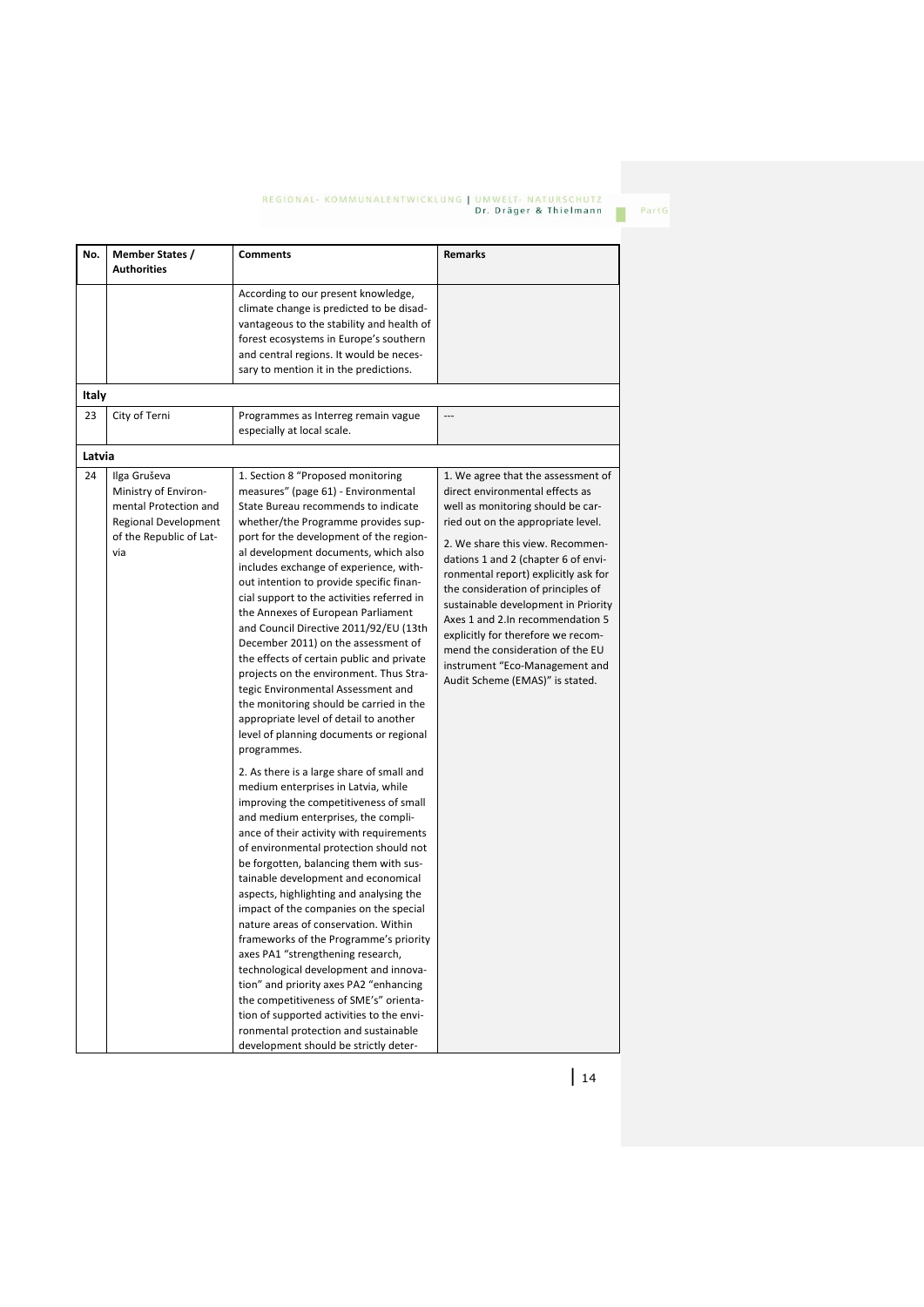| No. | Member States / Authorities | Comments | Remarks |
|---|---|---|---|
| | | According to our present knowledge, climate change is predicted to be disadvantageous to the stability and health of forest ecosystems in Europe's southern and central regions. It would be necessary to mention it in the predictions. | |
| **Italy** | | | |
| 23 | City of Terni | Programmes as Interreg remain vague especially at local scale. | --- |
| **Latvia** | | | |
| 24 | Ilga Gruševa Ministry of Environmental Protection and Regional Development of the Republic of Latvia | 1. Section 8 "Proposed monitoring measures" (page 61) - Environmental State Bureau recommends to indicate whether/the Programme provides support for the development of the regional development documents, which also includes exchange of experience, without intention to provide specific financial support to the activities referred in the Annexes of European Parliament and Council Directive 2011/92/EU (13th December 2011) on the assessment of the effects of certain public and private projects on the environment. Thus Strategic Environmental Assessment and the monitoring should be carried in the appropriate level of detail to another level of planning documents or regional programmes.<br><br>2. As there is a large share of small and medium enterprises in Latvia, while improving the competitiveness of small and medium enterprises, the compliance of their activity with requirements of environmental protection should not be forgotten, balancing them with sustainable development and economical aspects, highlighting and analysing the impact of the companies on the special nature areas of conservation. Within frameworks of the Programme's priority axes PA1 "strengthening research, technological development and innovation" and priority axes PA2 "enhancing the competitiveness of SME's" orientation of supported activities to the environmental protection and sustainable development should be strictly deter- | 1. We agree that the assessment of direct environmental effects as well as monitoring should be carried out on the appropriate level.<br><br>2. We share this view. Recommendations 1 and 2 (chapter 6 of environmental report) explicitly ask for the consideration of principles of sustainable development in Priority Axes 1 and 2.In recommendation 5 explicitly for therefore we recommend the consideration of the EU instrument "Eco-Management and Audit Scheme (EMAS)" is stated. |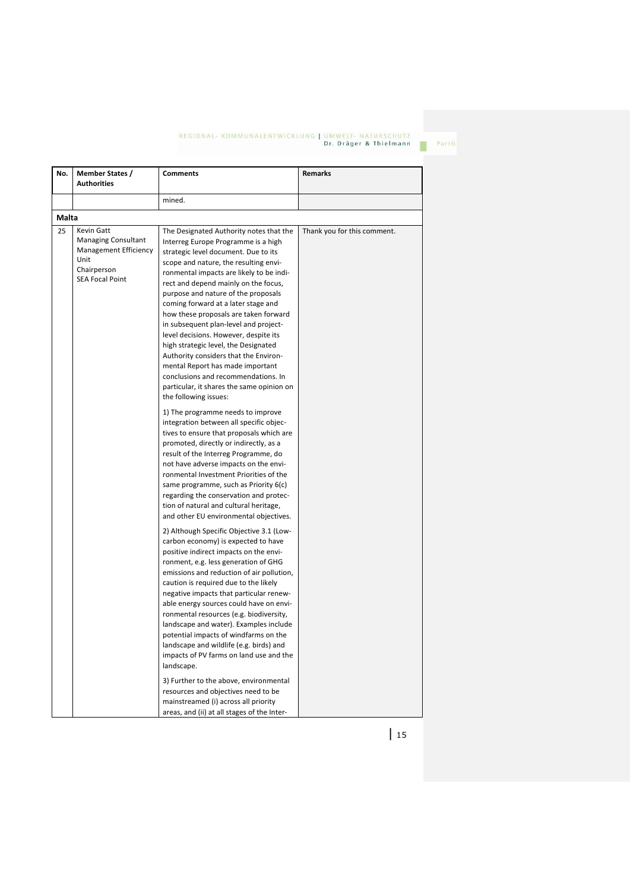| No. | Member States / Authorities | Comments | Remarks |
|---|---|---|---|
| | | mined. | |
| **Malta** | | | |
| 25 | Kevin Gatt<br>Managing Consultant<br>Management Efficiency Unit<br>Chairperson<br>SEA Focal Point | The Designated Authority notes that the Interreg Europe Programme is a high strategic level document. Due to its scope and nature, the resulting environmental impacts are likely to be indirect and depend mainly on the focus, purpose and nature of the proposals coming forward at a later stage and how these proposals are taken forward in subsequent plan-level and project-level decisions. However, despite its high strategic level, the Designated Authority considers that the Environmental Report has made important conclusions and recommendations. In particular, it shares the same opinion on the following issues:<br><br>1) The programme needs to improve integration between all specific objectives to ensure that proposals which are promoted, directly or indirectly, as a result of the Interreg Programme, do not have adverse impacts on the environmental Investment Priorities of the same programme, such as Priority 6(c) regarding the conservation and protection of natural and cultural heritage, and other EU environmental objectives.<br><br>2) Although Specific Objective 3.1 (Low-carbon economy) is expected to have positive indirect impacts on the environment, e.g. less generation of GHG emissions and reduction of air pollution, caution is required due to the likely negative impacts that particular renewable energy sources could have on environmental resources (e.g. biodiversity, landscape and water). Examples include potential impacts of windfarms on the landscape and wildlife (e.g. birds) and impacts of PV farms on land use and the landscape.<br><br>3) Further to the above, environmental resources and objectives need to be mainstreamed (i) across all priority areas, and (ii) at all stages of the Inter- | Thank you for this comment. |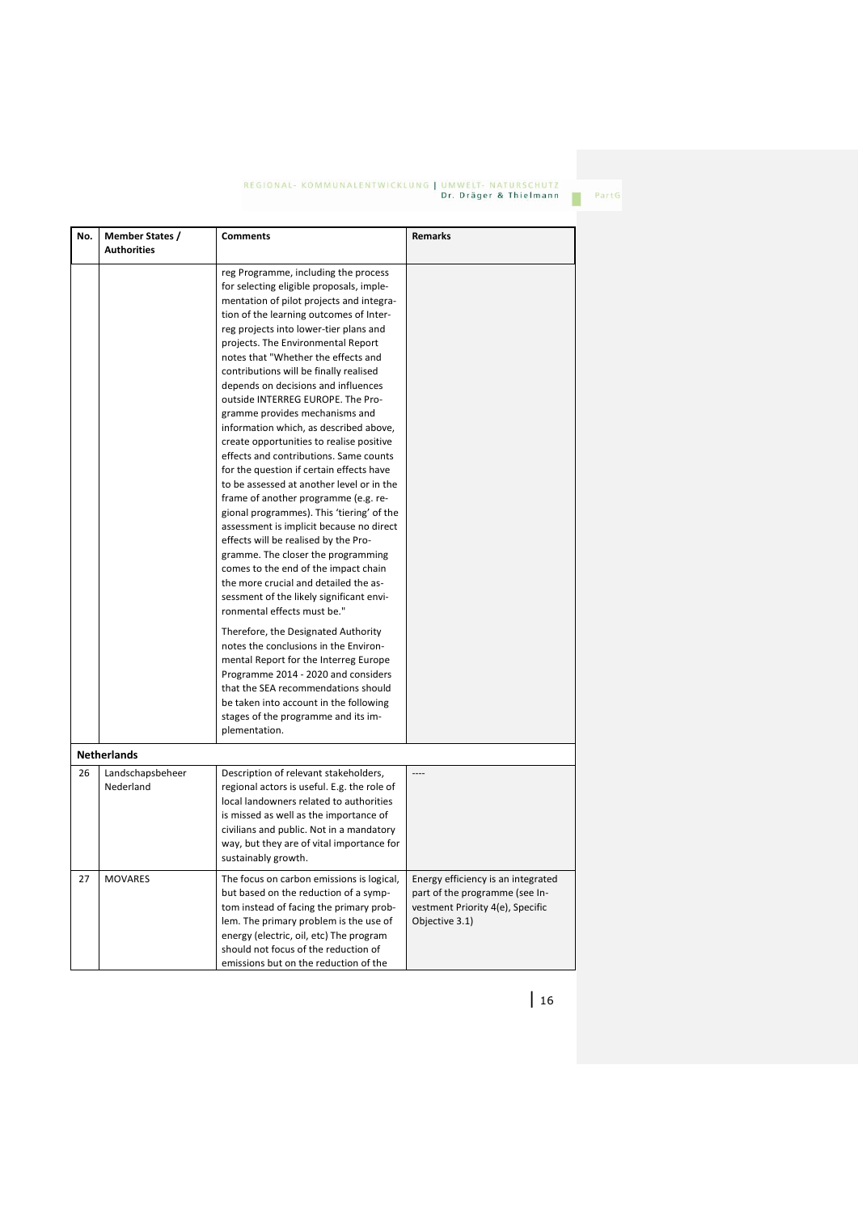| No. | Member States / Authorities | Comments | Remarks |
|---|---|---|---|
| | | reg Programme, including the process for selecting eligible proposals, implementation of pilot projects and integration of the learning outcomes of Interreg projects into lower-tier plans and projects. The Environmental Report notes that "Whether the effects and contributions will be finally realised depends on decisions and influences outside INTERREG EUROPE. The Programme provides mechanisms and information which, as described above, create opportunities to realise positive effects and contributions. Same counts for the question if certain effects have to be assessed at another level or in the frame of another programme (e.g. regional programmes). This 'tiering' of the assessment is implicit because no direct effects will be realised by the Programme. The closer the programming comes to the end of the impact chain the more crucial and detailed the assessment of the likely significant environmental effects must be." <br><br> Therefore, the Designated Authority notes the conclusions in the Environmental Report for the Interreg Europe Programme 2014 - 2020 and considers that the SEA recommendations should be taken into account in the following stages of the programme and its implementation. | |
| | **Netherlands** | | |
| 26 | Landschapsbeheer Nederland | Description of relevant stakeholders, regional actors is useful. E.g. the role of local landowners related to authorities is missed as well as the importance of civilians and public. Not in a mandatory way, but they are of vital importance for sustainably growth. | ---- |
| 27 | MOVARES | The focus on carbon emissions is logical, but based on the reduction of a symptom instead of facing the primary problem. The primary problem is the use of energy (electric, oil, etc) The program should not focus of the reduction of emissions but on the reduction of the | Energy efficiency is an integrated part of the programme (see Investment Priority 4(e), Specific Objective 3.1) |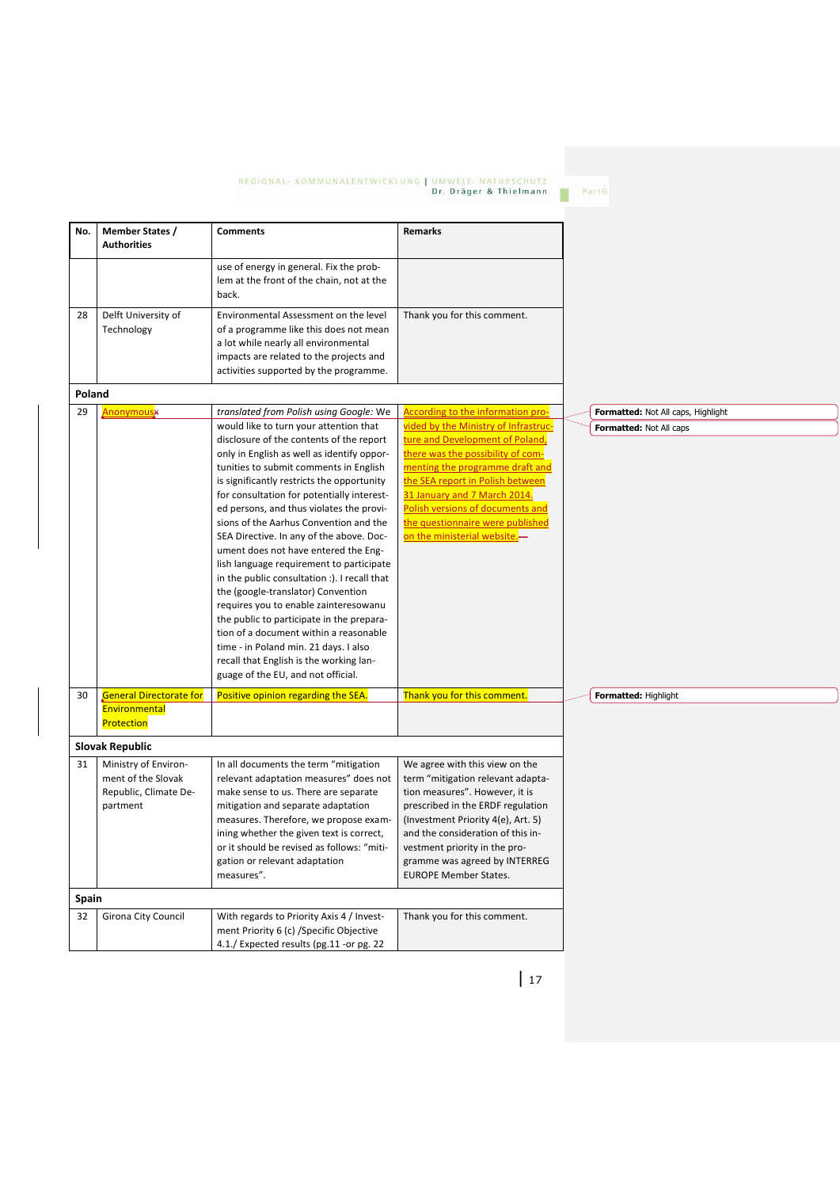| No. | Member States / Authorities | Comments | Remarks |
| --- | --- | --- | --- |
| | | use of energy in general. Fix the problem at the front of the chain, not at the back. | |
| 28 | Delft University of Technology | Environmental Assessment on the level of a programme like this does not mean a lot while nearly all environmental impacts are related to the projects and activities supported by the programme. | Thank you for this comment. |
| **Poland** | | | |
| 29 | Anonymous | *translated from Polish using Google:* We would like to turn your attention that disclosure of the contents of the report only in English as well as identify opportunities to submit comments in English is significantly restricts the opportunity for consultation for potentially interested persons, and thus violates the provisions of the Aarhus Convention and the SEA Directive. In any of the above. Document does not have entered the English language requirement to participate in the public consultation :). I recall that the (google-translator) Convention requires you to enable zainteresowanu the public to participate in the preparation of a document within a reasonable time - in Poland min. 21 days. I also recall that English is the working language of the EU, and not official. | According to the information provided by the Ministry of Infrastructure and Development of Poland, there was the possibility of commenting the programme draft and the SEA report in Polish between 31 January and 7 March 2014. Polish versions of documents and the questionnaire were published on the ministerial website. |
| 30 | General Directorate for Environmental Protection | Positive opinion regarding the SEA. | Thank you for this comment. |
| **Slovak Republic** | | | |
| 31 | Ministry of Environment of the Slovak Republic, Climate Department | In all documents the term "mitigation relevant adaptation measures" does not make sense to us. There are separate mitigation and separate adaptation measures. Therefore, we propose examining whether the given text is correct, or it should be revised as follows: "mitigation or relevant adaptation measures". | We agree with this view on the term "mitigation relevant adaptation measures". However, it is prescribed in the ERDF regulation (Investment Priority 4(e), Art. 5) and the consideration of this investment priority in the programme was agreed by INTERREG EUROPE Member States. |
| **Spain** | | | |
| 32 | Girona City Council | With regards to Priority Axis 4 / Investment Priority 6 (c) /Specific Objective 4.1./ Expected results (pg.11 -or pg. 22 | Thank you for this comment. |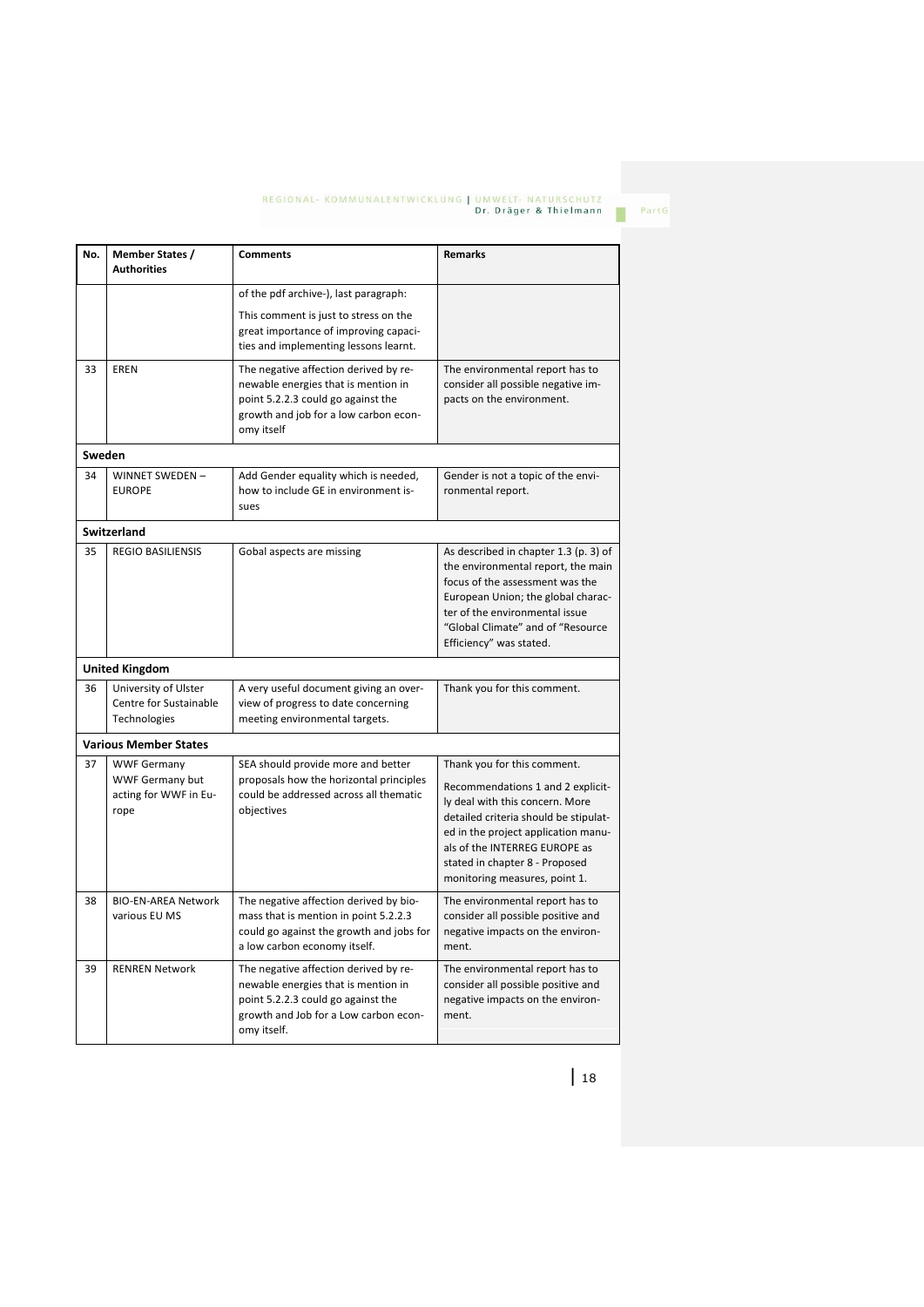| No. | Member States / Authorities | Comments | Remarks |
|---|---|---|---|
| | | of the pdf archive-), last paragraph: This comment is just to stress on the great importance of improving capacities and implementing lessons learnt. | |
| 33 | EREN | The negative affection derived by renewable energies that is mention in point 5.2.2.3 could go against the growth and job for a low carbon economy itself | The environmental report has to consider all possible negative impacts on the environment. |
| **Sweden** | | | |
| 34 | WINNET SWEDEN – EUROPE | Add Gender equality which is needed, how to include GE in environment issues | Gender is not a topic of the environmental report. |
| **Switzerland** | | | |
| 35 | REGIO BASILIENSIS | Gobal aspects are missing | As described in chapter 1.3 (p. 3) of the environmental report, the main focus of the assessment was the European Union; the global character of the environmental issue "Global Climate" and of "Resource Efficiency" was stated. |
| **United Kingdom** | | | |
| 36 | University of Ulster Centre for Sustainable Technologies | A very useful document giving an overview of progress to date concerning meeting environmental targets. | Thank you for this comment. |
| **Various Member States** | | | |
| 37 | WWF Germany WWF Germany but acting for WWF in Europe | SEA should provide more and better proposals how the horizontal principles could be addressed across all thematic objectives | Thank you for this comment. Recommendations 1 and 2 explicitly deal with this concern. More detailed criteria should be stipulated in the project application manuals of the INTERREG EUROPE as stated in chapter 8 - Proposed monitoring measures, point 1. |
| 38 | BIO-EN-AREA Network various EU MS | The negative affection derived by biomass that is mention in point 5.2.2.3 could go against the growth and jobs for a low carbon economy itself. | The environmental report has to consider all possible positive and negative impacts on the environment. |
| 39 | RENREN Network | The negative affection derived by renewable energies that is mention in point 5.2.2.3 could go against the growth and Job for a Low carbon economy itself. | The environmental report has to consider all possible positive and negative impacts on the environment. |